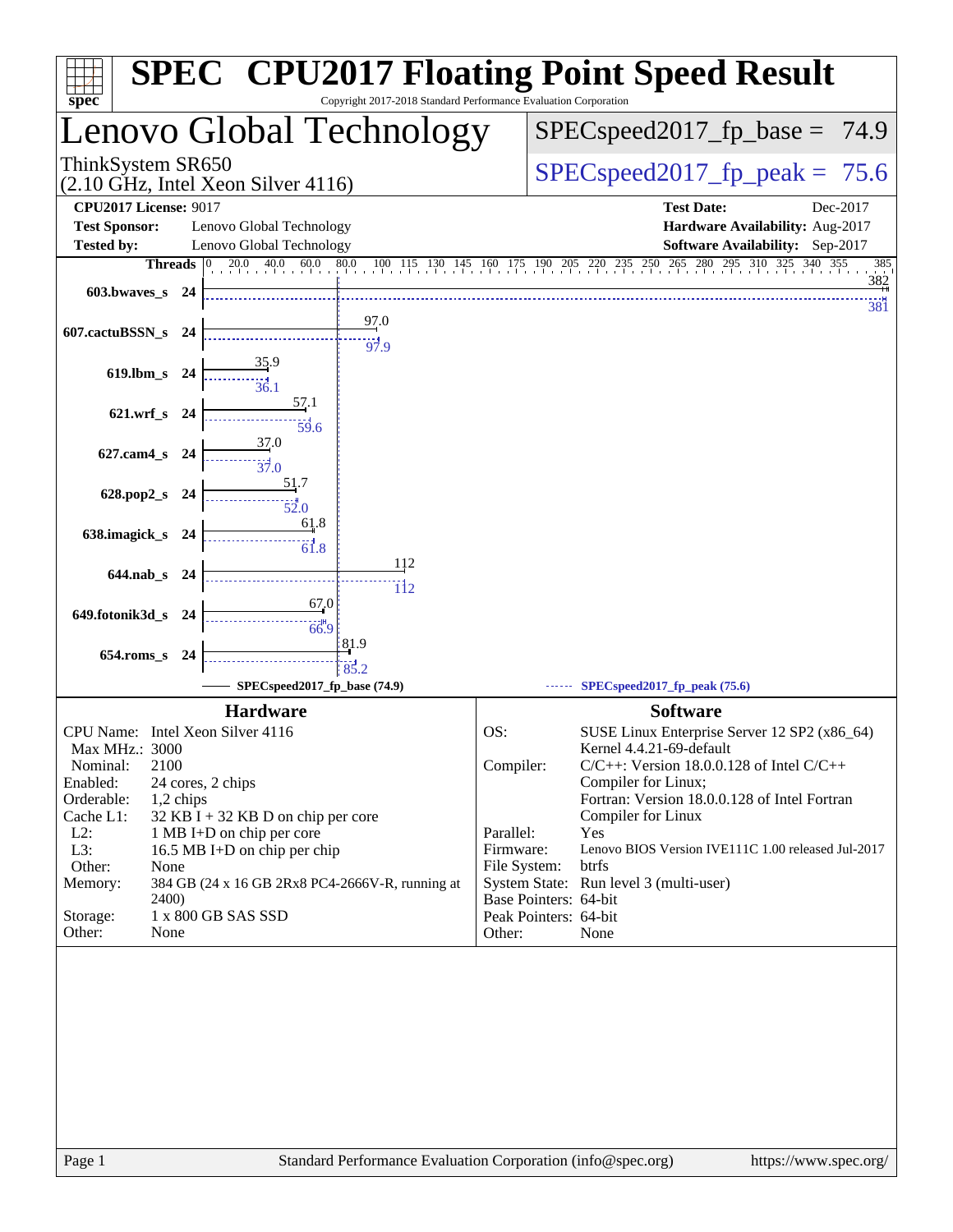# SPEC CPU2017 Floating Point Speed Result

Copyright 2017-2018 Standard Performance Evaluation Corporation

## Lenovo Global Technology

ThinkSystem SR650
(2.10 GHz, Intel Xeon Silver 4116)

SPECspeed2017_fp_base = 74.9

SPECspeed2017_fp_peak = 75.6

| | | | |
|---|---|---|---|
| **CPU2017 License:** | 9017 | **Test Date:** | Dec-2017 |
| **Test Sponsor:** | Lenovo Global Technology | **Hardware Availability:** | Aug-2017 |
| **Tested by:** | Lenovo Global Technology | **Software Availability:** | Sep-2017 |

| Benchmark | Threads | Base | Peak |
|---|---|---|---|
| 603.bwaves_s | 24 | 382 | 381 |
| 607.cactuBSSN_s | 24 | 97.0 | 97.9 |
| 619.lbm_s | 24 | 35.9 | 36.1 |
| 621.wrf_s | 24 | 57.1 | 59.6 |
| 627.cam4_s | 24 | 37.0 | 37.0 |
| 628.pop2_s | 24 | 51.7 | 52.0 |
| 638.imagick_s | 24 | 61.8 | 61.8 |
| 644.nab_s | 24 | 112 | 112 |
| 649.fotonik3d_s | 24 | 67.0 | 66.9 |
| 654.roms_s | 24 | 81.9 | 85.2 |

SPECspeed2017_fp_base (74.9) — SPECspeed2017_fp_peak (75.6)

### Hardware

| | |
|---|---|
| CPU Name: | Intel Xeon Silver 4116 |
| Max MHz.: | 3000 |
| Nominal: | 2100 |
| Enabled: | 24 cores, 2 chips |
| Orderable: | 1,2 chips |
| Cache L1: | 32 KB I + 32 KB D on chip per core |
| L2: | 1 MB I+D on chip per core |
| L3: | 16.5 MB I+D on chip per chip |
| Other: | None |
| Memory: | 384 GB (24 x 16 GB 2Rx8 PC4-2666V-R, running at 2400) |
| Storage: | 1 x 800 GB SAS SSD |
| Other: | None |

### Software

| | |
|---|---|
| OS: | SUSE Linux Enterprise Server 12 SP2 (x86_64) Kernel 4.4.21-69-default |
| Compiler: | C/C++: Version 18.0.0.128 of Intel C/C++ Compiler for Linux; Fortran: Version 18.0.0.128 of Intel Fortran Compiler for Linux |
| Parallel: | Yes |
| Firmware: | Lenovo BIOS Version IVE111C 1.00 released Jul-2017 |
| File System: | btrfs |
| System State: | Run level 3 (multi-user) |
| Base Pointers: | 64-bit |
| Peak Pointers: | 64-bit |
| Other: | None |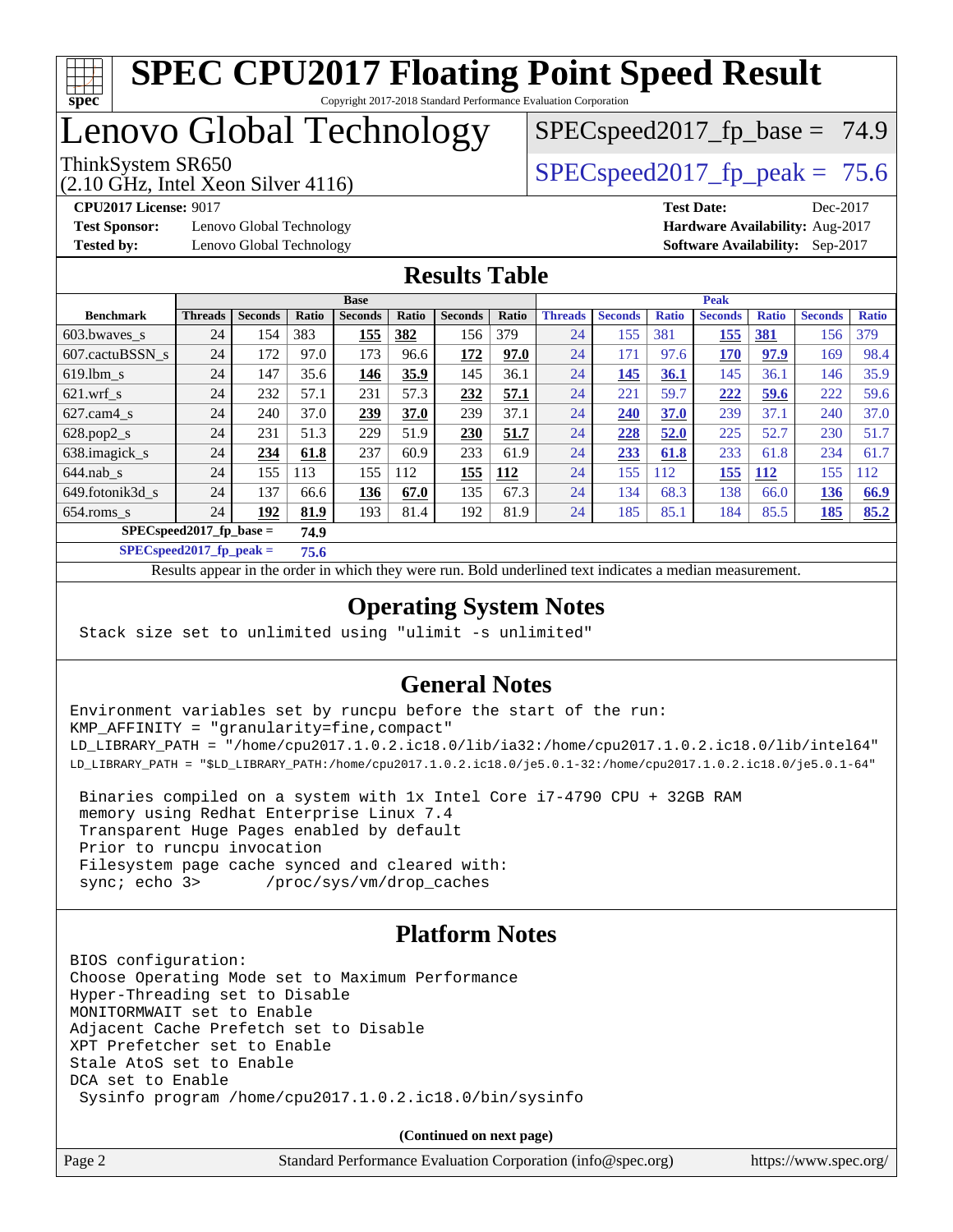# SPEC CPU2017 Floating Point Speed Result

Copyright 2017-2018 Standard Performance Evaluation Corporation

# Lenovo Global Technology

ThinkSystem SR650
(2.10 GHz, Intel Xeon Silver 4116)

SPECspeed2017_fp_base = 74.9

SPECspeed2017_fp_peak = 75.6

**CPU2017 License:** 9017
**Test Sponsor:** Lenovo Global Technology
**Tested by:** Lenovo Global Technology

**Test Date:** Dec-2017
**Hardware Availability:** Aug-2017
**Software Availability:** Sep-2017

## Results Table

| Benchmark | Base | | | | | | | Peak | | | | | | |
|---|---|---|---|---|---|---|---|---|---|---|---|---|---|---|
| | Threads | Seconds | Ratio | Seconds | Ratio | Seconds | Ratio | Threads | Seconds | Ratio | Seconds | Ratio | Seconds | Ratio |
| 603.bwaves_s | 24 | 154 | 383 | **155** | **382** | 156 | 379 | 24 | 155 | 381 | **155** | **381** | 156 | 379 |
| 607.cactuBSSN_s | 24 | 172 | 97.0 | 173 | 96.6 | **172** | **97.0** | 24 | 171 | 97.6 | **170** | **97.9** | 169 | 98.4 |
| 619.lbm_s | 24 | 147 | 35.6 | **146** | **35.9** | 145 | 36.1 | 24 | **145** | **36.1** | 145 | 36.1 | 146 | 35.9 |
| 621.wrf_s | 24 | 232 | 57.1 | 231 | 57.3 | **232** | **57.1** | 24 | 221 | 59.7 | **222** | **59.6** | 222 | 59.6 |
| 627.cam4_s | 24 | 240 | 37.0 | **239** | **37.0** | 239 | 37.1 | 24 | **240** | **37.0** | 239 | 37.1 | 240 | 37.0 |
| 628.pop2_s | 24 | 231 | 51.3 | 229 | 51.9 | **230** | **51.7** | 24 | **228** | **52.0** | 225 | 52.7 | 230 | 51.7 |
| 638.imagick_s | 24 | **234** | **61.8** | 237 | 60.9 | 233 | 61.9 | 24 | **233** | **61.8** | 233 | 61.8 | 234 | 61.7 |
| 644.nab_s | 24 | 155 | 113 | 155 | 112 | **155** | **112** | 24 | 155 | 112 | **155** | **112** | 155 | 112 |
| 649.fotonik3d_s | 24 | 137 | 66.6 | **136** | **67.0** | 135 | 67.3 | 24 | 134 | 68.3 | 138 | 66.0 | **136** | **66.9** |
| 654.roms_s | 24 | **192** | **81.9** | 193 | 81.4 | 192 | 81.9 | 24 | 185 | 85.1 | 184 | 85.5 | **185** | **85.2** |

**SPECspeed2017_fp_base = 74.9**

**SPECspeed2017_fp_peak = 75.6**

Results appear in the order in which they were run. Bold underlined text indicates a median measurement.

## Operating System Notes

```
Stack size set to unlimited using "ulimit -s unlimited"
```

## General Notes

```
Environment variables set by runcpu before the start of the run:
KMP_AFFINITY = "granularity=fine,compact"
LD_LIBRARY_PATH = "/home/cpu2017.1.0.2.ic18.0/lib/ia32:/home/cpu2017.1.0.2.ic18.0/lib/intel64"
LD_LIBRARY_PATH = "$LD_LIBRARY_PATH:/home/cpu2017.1.0.2.ic18.0/je5.0.1-32:/home/cpu2017.1.0.2.ic18.0/je5.0.1-64"

 Binaries compiled on a system with 1x Intel Core i7-4790 CPU + 32GB RAM
 memory using Redhat Enterprise Linux 7.4
 Transparent Huge Pages enabled by default
 Prior to runcpu invocation
 Filesystem page cache synced and cleared with:
 sync; echo 3>       /proc/sys/vm/drop_caches
```

## Platform Notes

```
BIOS configuration:
Choose Operating Mode set to Maximum Performance
Hyper-Threading set to Disable
MONITORMWAIT set to Enable
Adjacent Cache Prefetch set to Disable
XPT Prefetcher set to Enable
Stale AtoS set to Enable
DCA set to Enable
 Sysinfo program /home/cpu2017.1.0.2.ic18.0/bin/sysinfo
```

**(Continued on next page)**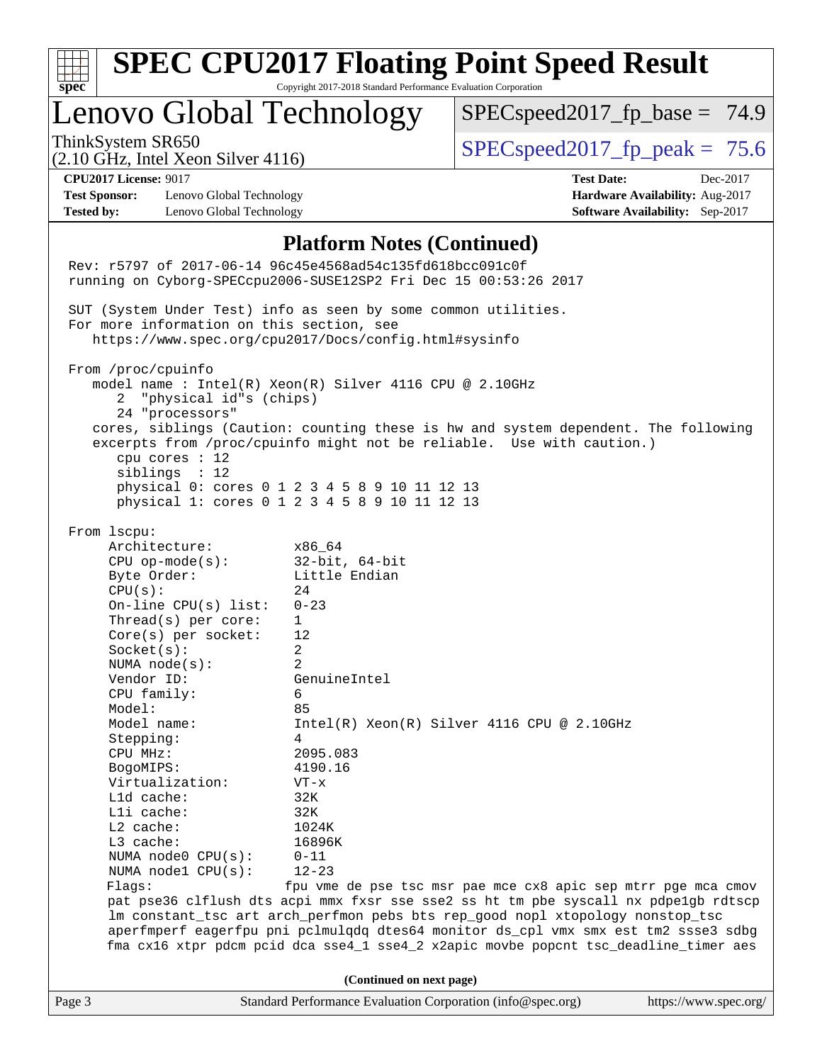# SPEC CPU2017 Floating Point Speed Result

Copyright 2017-2018 Standard Performance Evaluation Corporation

## Lenovo Global Technology

ThinkSystem SR650
(2.10 GHz, Intel Xeon Silver 4116)

SPECspeed2017_fp_base = 74.9

SPECspeed2017_fp_peak = 75.6

**CPU2017 License:** 9017
**Test Sponsor:** Lenovo Global Technology
**Tested by:** Lenovo Global Technology

**Test Date:** Dec-2017
**Hardware Availability:** Aug-2017
**Software Availability:** Sep-2017

### Platform Notes (Continued)

```
Rev: r5797 of 2017-06-14 96c45e4568ad54c135fd618bcc091c0f
running on Cyborg-SPECcpu2006-SUSE12SP2 Fri Dec 15 00:53:26 2017

SUT (System Under Test) info as seen by some common utilities.
For more information on this section, see
   https://www.spec.org/cpu2017/Docs/config.html#sysinfo

From /proc/cpuinfo
   model name : Intel(R) Xeon(R) Silver 4116 CPU @ 2.10GHz
      2  "physical id"s (chips)
      24 "processors"
   cores, siblings (Caution: counting these is hw and system dependent. The following
   excerpts from /proc/cpuinfo might not be reliable.  Use with caution.)
      cpu cores : 12
      siblings  : 12
      physical 0: cores 0 1 2 3 4 5 8 9 10 11 12 13
      physical 1: cores 0 1 2 3 4 5 8 9 10 11 12 13

From lscpu:
     Architecture:          x86_64
     CPU op-mode(s):        32-bit, 64-bit
     Byte Order:            Little Endian
     CPU(s):                24
     On-line CPU(s) list:   0-23
     Thread(s) per core:    1
     Core(s) per socket:    12
     Socket(s):             2
     NUMA node(s):          2
     Vendor ID:             GenuineIntel
     CPU family:            6
     Model:                 85
     Model name:            Intel(R) Xeon(R) Silver 4116 CPU @ 2.10GHz
     Stepping:              4
     CPU MHz:               2095.083
     BogoMIPS:              4190.16
     Virtualization:        VT-x
     L1d cache:             32K
     L1i cache:             32K
     L2 cache:              1024K
     L3 cache:              16896K
     NUMA node0 CPU(s):     0-11
     NUMA node1 CPU(s):     12-23
     Flags:                fpu vme de pse tsc msr pae mce cx8 apic sep mtrr pge mca cmov
     pat pse36 clflush dts acpi mmx fxsr sse sse2 ss ht tm pbe syscall nx pdpe1gb rdtscp
     lm constant_tsc art arch_perfmon pebs bts rep_good nopl xtopology nonstop_tsc
     aperfmperf eagerfpu pni pclmulqdq dtes64 monitor ds_cpl vmx smx est tm2 ssse3 sdbg
     fma cx16 xtpr pdcm pcid dca sse4_1 sse4_2 x2apic movbe popcnt tsc_deadline_timer aes
```

**(Continued on next page)**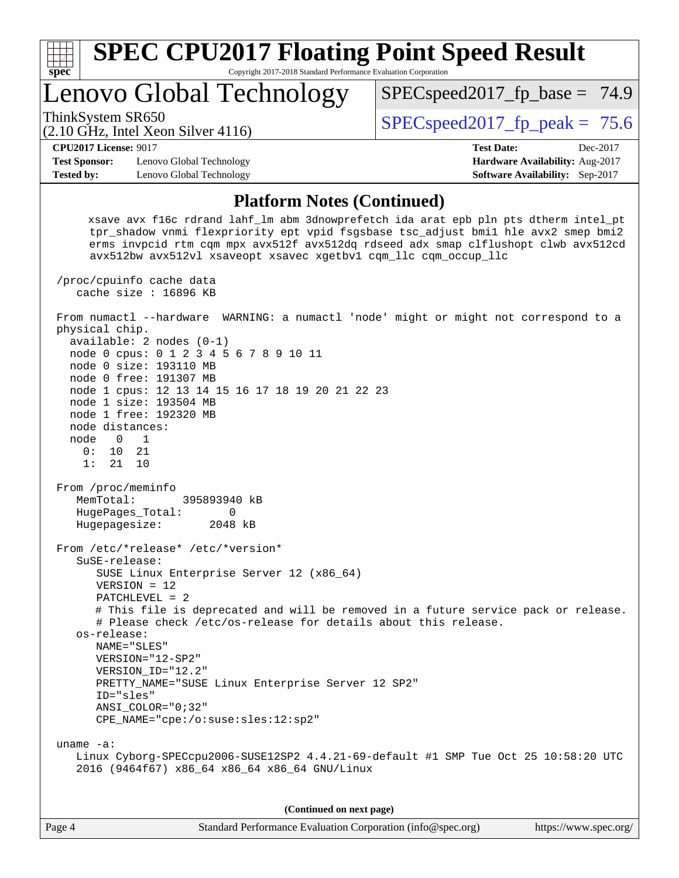## Platform Notes (Continued)

```
     xsave avx f16c rdrand lahf_lm abm 3dnowprefetch ida arat epb pln pts dtherm intel_pt
     tpr_shadow vnmi flexpriority ept vpid fsgsbase tsc_adjust bmi1 hle avx2 smep bmi2
     erms invpcid rtm cqm mpx avx512f avx512dq rdseed adx smap clflushopt clwb avx512cd
     avx512bw avx512vl xsaveopt xsavec xgetbv1 cqm_llc cqm_occup_llc

 /proc/cpuinfo cache data
    cache size : 16896 KB

 From numactl --hardware  WARNING: a numactl 'node' might or might not correspond to a
 physical chip.
   available: 2 nodes (0-1)
   node 0 cpus: 0 1 2 3 4 5 6 7 8 9 10 11
   node 0 size: 193110 MB
   node 0 free: 191307 MB
   node 1 cpus: 12 13 14 15 16 17 18 19 20 21 22 23
   node 1 size: 193504 MB
   node 1 free: 192320 MB
   node distances:
   node   0   1
     0:  10  21
     1:  21  10

 From /proc/meminfo
    MemTotal:       395893940 kB
    HugePages_Total:       0
    Hugepagesize:       2048 kB

 From /etc/*release* /etc/*version*
    SuSE-release:
       SUSE Linux Enterprise Server 12 (x86_64)
       VERSION = 12
       PATCHLEVEL = 2
       # This file is deprecated and will be removed in a future service pack or release.
       # Please check /etc/os-release for details about this release.
    os-release:
       NAME="SLES"
       VERSION="12-SP2"
       VERSION_ID="12.2"
       PRETTY_NAME="SUSE Linux Enterprise Server 12 SP2"
       ID="sles"
       ANSI_COLOR="0;32"
       CPE_NAME="cpe:/o:suse:sles:12:sp2"

 uname -a:
    Linux Cyborg-SPECcpu2006-SUSE12SP2 4.4.21-69-default #1 SMP Tue Oct 25 10:58:20 UTC
    2016 (9464f67) x86_64 x86_64 x86_64 GNU/Linux
```

**(Continued on next page)**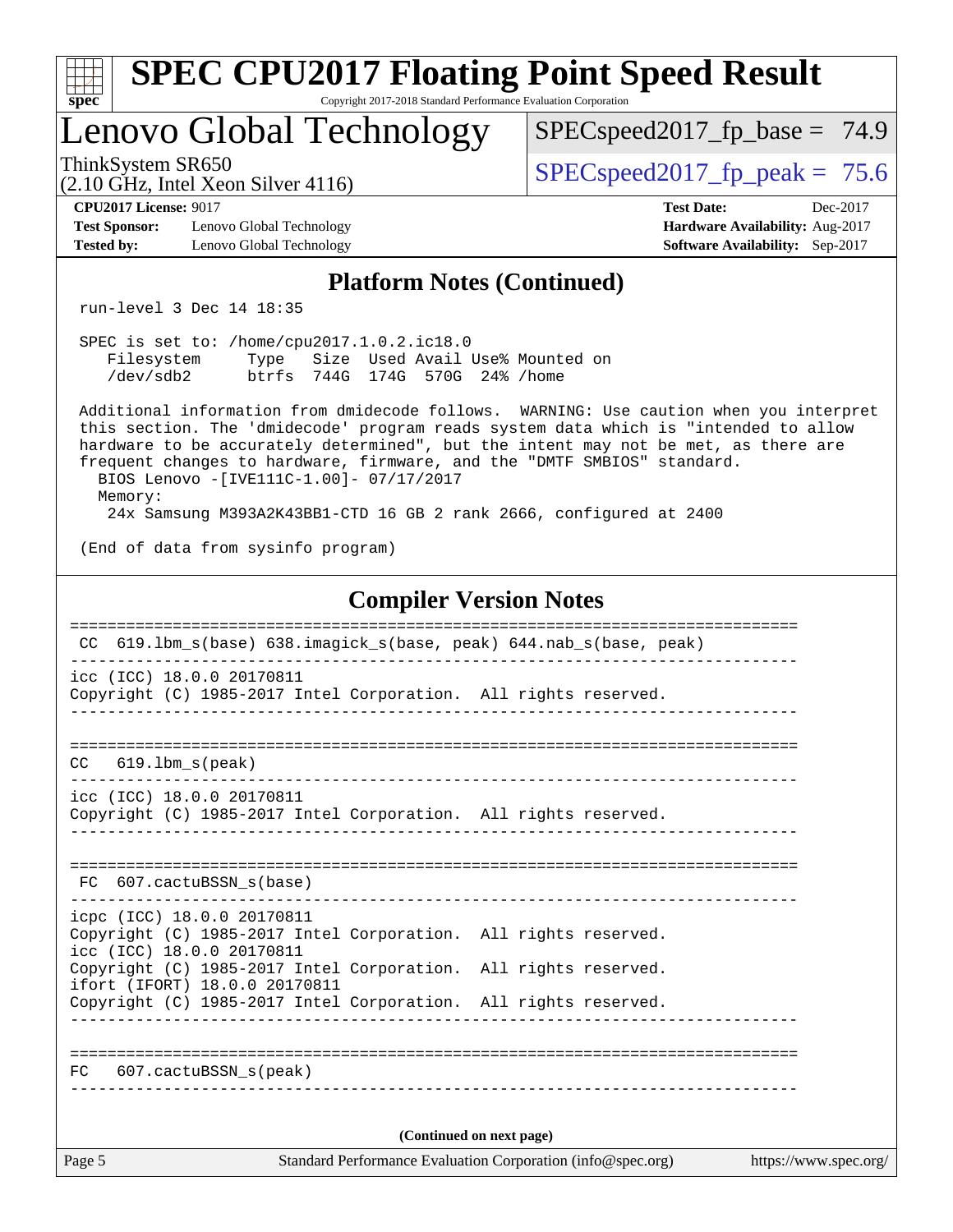## Platform Notes (Continued)

```
run-level 3 Dec 14 18:35

SPEC is set to: /home/cpu2017.1.0.2.ic18.0
   Filesystem     Type   Size  Used Avail Use% Mounted on
   /dev/sdb2      btrfs  744G  174G  570G  24% /home

Additional information from dmidecode follows.  WARNING: Use caution when you interpret
this section. The 'dmidecode' program reads system data which is "intended to allow
hardware to be accurately determined", but the intent may not be met, as there are
frequent changes to hardware, firmware, and the "DMTF SMBIOS" standard.
  BIOS Lenovo -[IVE111C-1.00]- 07/17/2017
  Memory:
    24x Samsung M393A2K43BB1-CTD 16 GB 2 rank 2666, configured at 2400

(End of data from sysinfo program)
```

## Compiler Version Notes

```
==============================================================================
 CC  619.lbm_s(base) 638.imagick_s(base, peak) 644.nab_s(base, peak)
------------------------------------------------------------------------------
icc (ICC) 18.0.0 20170811
Copyright (C) 1985-2017 Intel Corporation.  All rights reserved.
------------------------------------------------------------------------------

==============================================================================
CC   619.lbm_s(peak)
------------------------------------------------------------------------------
icc (ICC) 18.0.0 20170811
Copyright (C) 1985-2017 Intel Corporation.  All rights reserved.
------------------------------------------------------------------------------

==============================================================================
 FC  607.cactuBSSN_s(base)
------------------------------------------------------------------------------
icpc (ICC) 18.0.0 20170811
Copyright (C) 1985-2017 Intel Corporation.  All rights reserved.
icc (ICC) 18.0.0 20170811
Copyright (C) 1985-2017 Intel Corporation.  All rights reserved.
ifort (IFORT) 18.0.0 20170811
Copyright (C) 1985-2017 Intel Corporation.  All rights reserved.
------------------------------------------------------------------------------

==============================================================================
FC   607.cactuBSSN_s(peak)
------------------------------------------------------------------------------
```

(Continued on next page)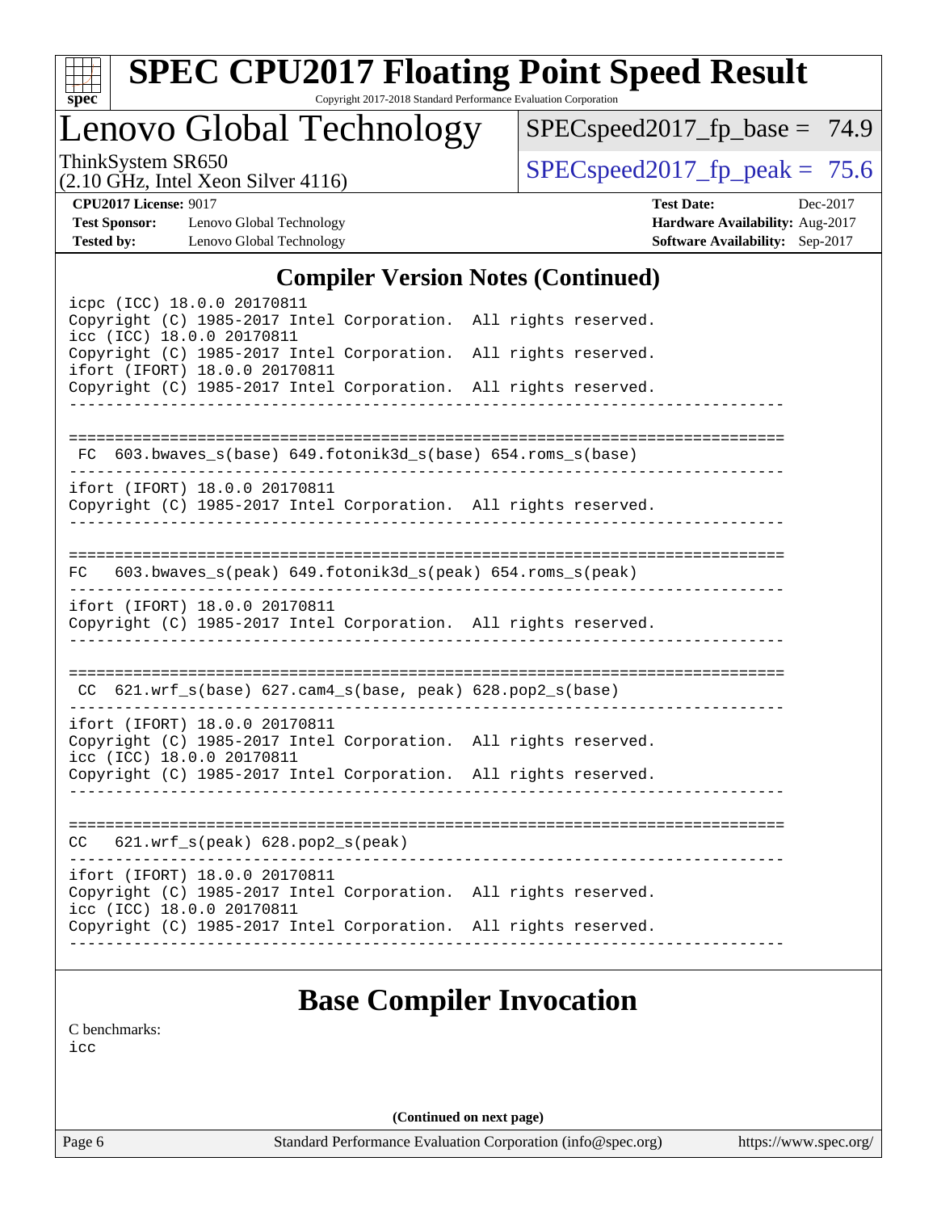## Compiler Version Notes (Continued)

```
icpc (ICC) 18.0.0 20170811
Copyright (C) 1985-2017 Intel Corporation.  All rights reserved.
icc (ICC) 18.0.0 20170811
Copyright (C) 1985-2017 Intel Corporation.  All rights reserved.
ifort (IFORT) 18.0.0 20170811
Copyright (C) 1985-2017 Intel Corporation.  All rights reserved.
------------------------------------------------------------------------------

==============================================================================
 FC  603.bwaves_s(base) 649.fotonik3d_s(base) 654.roms_s(base)
------------------------------------------------------------------------------
ifort (IFORT) 18.0.0 20170811
Copyright (C) 1985-2017 Intel Corporation.  All rights reserved.
------------------------------------------------------------------------------

==============================================================================
FC   603.bwaves_s(peak) 649.fotonik3d_s(peak) 654.roms_s(peak)
------------------------------------------------------------------------------
ifort (IFORT) 18.0.0 20170811
Copyright (C) 1985-2017 Intel Corporation.  All rights reserved.
------------------------------------------------------------------------------

==============================================================================
 CC  621.wrf_s(base) 627.cam4_s(base, peak) 628.pop2_s(base)
------------------------------------------------------------------------------
ifort (IFORT) 18.0.0 20170811
Copyright (C) 1985-2017 Intel Corporation.  All rights reserved.
icc (ICC) 18.0.0 20170811
Copyright (C) 1985-2017 Intel Corporation.  All rights reserved.
------------------------------------------------------------------------------

==============================================================================
CC   621.wrf_s(peak) 628.pop2_s(peak)
------------------------------------------------------------------------------
ifort (IFORT) 18.0.0 20170811
Copyright (C) 1985-2017 Intel Corporation.  All rights reserved.
icc (ICC) 18.0.0 20170811
Copyright (C) 1985-2017 Intel Corporation.  All rights reserved.
------------------------------------------------------------------------------
```

## Base Compiler Invocation

C benchmarks:

```
icc
```

(Continued on next page)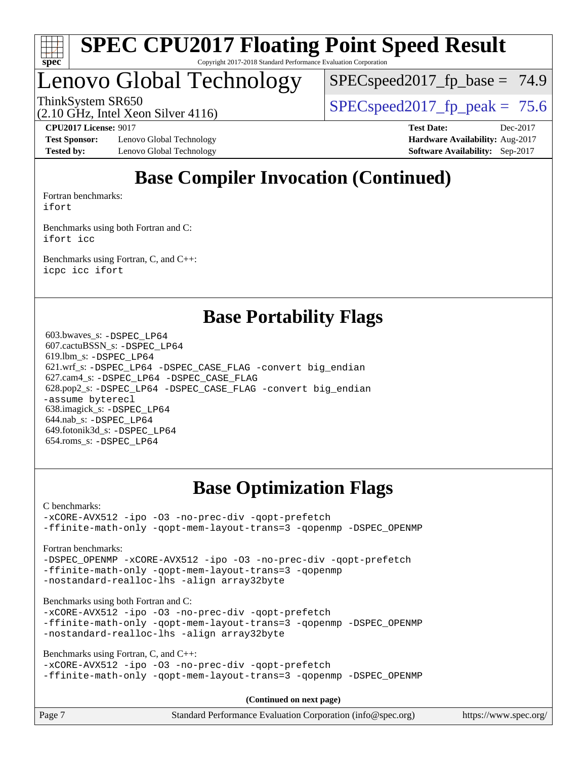# Base Compiler Invocation (Continued)

Fortran benchmarks:
ifort

Benchmarks using both Fortran and C:
ifort icc

Benchmarks using Fortran, C, and C++:
icpc icc ifort

# Base Portability Flags

603.bwaves_s: -DSPEC_LP64
607.cactuBSSN_s: -DSPEC_LP64
619.lbm_s: -DSPEC_LP64
621.wrf_s: -DSPEC_LP64 -DSPEC_CASE_FLAG -convert big_endian
627.cam4_s: -DSPEC_LP64 -DSPEC_CASE_FLAG
628.pop2_s: -DSPEC_LP64 -DSPEC_CASE_FLAG -convert big_endian -assume byterecl
638.imagick_s: -DSPEC_LP64
644.nab_s: -DSPEC_LP64
649.fotonik3d_s: -DSPEC_LP64
654.roms_s: -DSPEC_LP64

# Base Optimization Flags

C benchmarks:
-xCORE-AVX512 -ipo -O3 -no-prec-div -qopt-prefetch
-ffinite-math-only -qopt-mem-layout-trans=3 -qopenmp -DSPEC_OPENMP

Fortran benchmarks:
-DSPEC_OPENMP -xCORE-AVX512 -ipo -O3 -no-prec-div -qopt-prefetch
-ffinite-math-only -qopt-mem-layout-trans=3 -qopenmp
-nostandard-realloc-lhs -align array32byte

Benchmarks using both Fortran and C:
-xCORE-AVX512 -ipo -O3 -no-prec-div -qopt-prefetch
-ffinite-math-only -qopt-mem-layout-trans=3 -qopenmp -DSPEC_OPENMP
-nostandard-realloc-lhs -align array32byte

Benchmarks using Fortran, C, and C++:
-xCORE-AVX512 -ipo -O3 -no-prec-div -qopt-prefetch
-ffinite-math-only -qopt-mem-layout-trans=3 -qopenmp -DSPEC_OPENMP

**(Continued on next page)**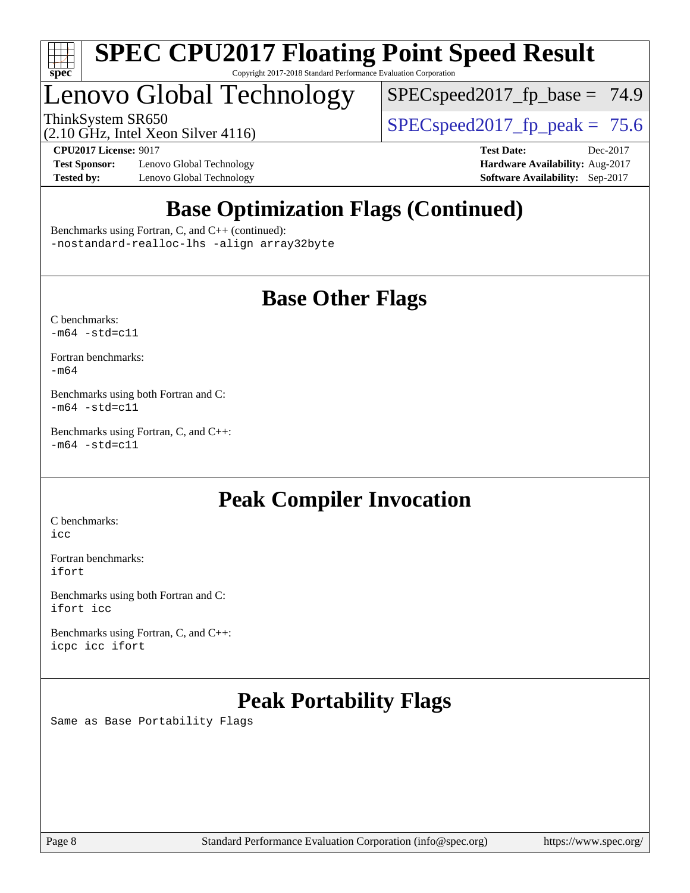# SPEC CPU2017 Floating Point Speed Result

Copyright 2017-2018 Standard Performance Evaluation Corporation

## Lenovo Global Technology

ThinkSystem SR650
(2.10 GHz, Intel Xeon Silver 4116)

SPECspeed2017_fp_base = 74.9

SPECspeed2017_fp_peak = 75.6

**CPU2017 License:** 9017
**Test Sponsor:** Lenovo Global Technology
**Tested by:** Lenovo Global Technology

**Test Date:** Dec-2017
**Hardware Availability:** Aug-2017
**Software Availability:** Sep-2017

## Base Optimization Flags (Continued)

Benchmarks using Fortran, C, and C++ (continued):
`-nostandard-realloc-lhs -align array32byte`

## Base Other Flags

C benchmarks:
`-m64 -std=c11`

Fortran benchmarks:
`-m64`

Benchmarks using both Fortran and C:
`-m64 -std=c11`

Benchmarks using Fortran, C, and C++:
`-m64 -std=c11`

## Peak Compiler Invocation

C benchmarks:
`icc`

Fortran benchmarks:
`ifort`

Benchmarks using both Fortran and C:
`ifort icc`

Benchmarks using Fortran, C, and C++:
`icpc icc ifort`

## Peak Portability Flags

Same as Base Portability Flags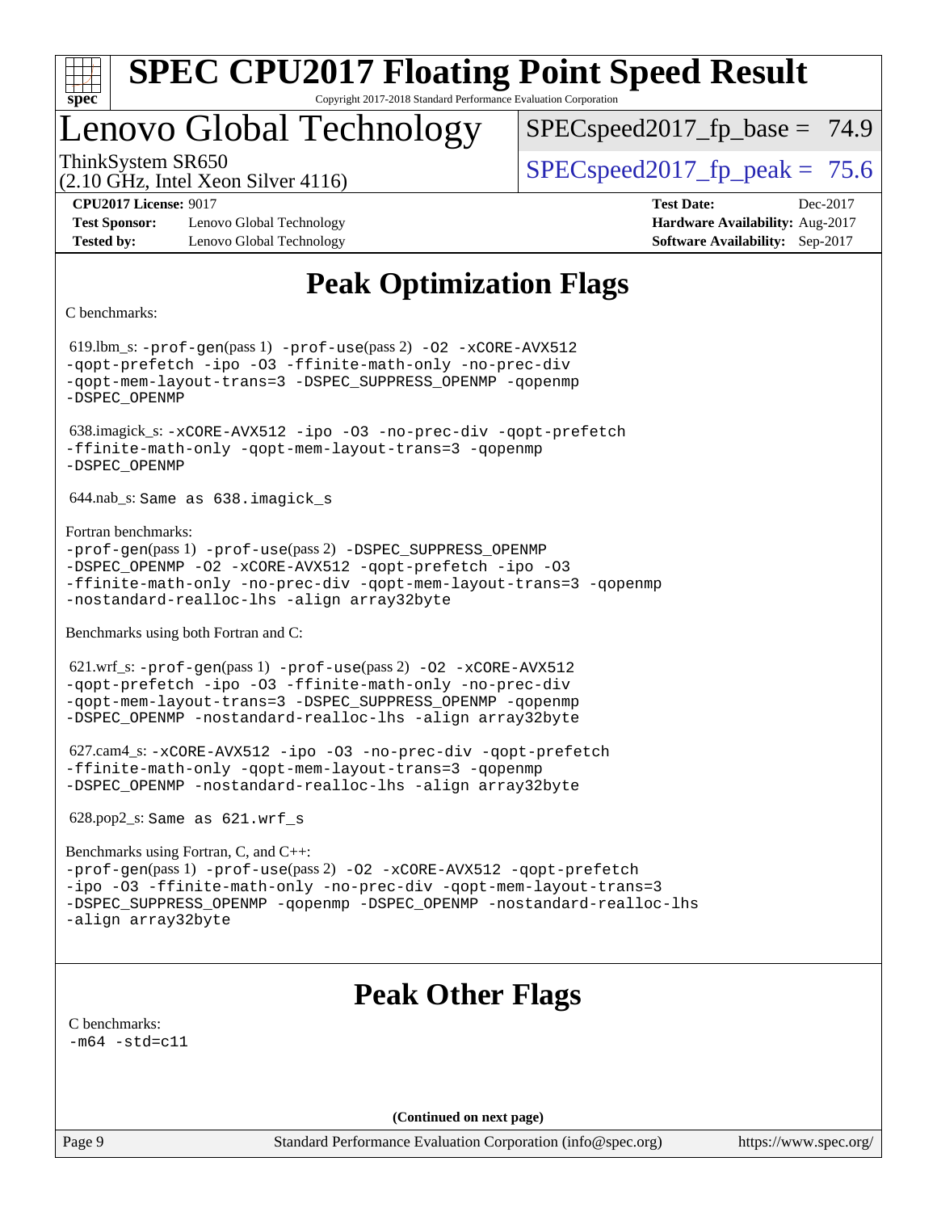# SPEC CPU2017 Floating Point Speed Result

Copyright 2017-2018 Standard Performance Evaluation Corporation

## Lenovo Global Technology

ThinkSystem SR650
(2.10 GHz, Intel Xeon Silver 4116)

SPECspeed2017_fp_base = 74.9

SPECspeed2017_fp_peak = 75.6

**CPU2017 License:** 9017
**Test Sponsor:** Lenovo Global Technology
**Tested by:** Lenovo Global Technology

**Test Date:** Dec-2017
**Hardware Availability:** Aug-2017
**Software Availability:** Sep-2017

## Peak Optimization Flags

C benchmarks:

619.lbm_s: -prof-gen(pass 1) -prof-use(pass 2) -O2 -xCORE-AVX512 -qopt-prefetch -ipo -O3 -ffinite-math-only -no-prec-div -qopt-mem-layout-trans=3 -DSPEC_SUPPRESS_OPENMP -qopenmp -DSPEC_OPENMP

638.imagick_s: -xCORE-AVX512 -ipo -O3 -no-prec-div -qopt-prefetch -ffinite-math-only -qopt-mem-layout-trans=3 -qopenmp -DSPEC_OPENMP

644.nab_s: Same as 638.imagick_s

Fortran benchmarks:

-prof-gen(pass 1) -prof-use(pass 2) -DSPEC_SUPPRESS_OPENMP -DSPEC_OPENMP -O2 -xCORE-AVX512 -qopt-prefetch -ipo -O3 -ffinite-math-only -no-prec-div -qopt-mem-layout-trans=3 -qopenmp -nostandard-realloc-lhs -align array32byte

Benchmarks using both Fortran and C:

621.wrf_s: -prof-gen(pass 1) -prof-use(pass 2) -O2 -xCORE-AVX512 -qopt-prefetch -ipo -O3 -ffinite-math-only -no-prec-div -qopt-mem-layout-trans=3 -DSPEC_SUPPRESS_OPENMP -qopenmp -DSPEC_OPENMP -nostandard-realloc-lhs -align array32byte

627.cam4_s: -xCORE-AVX512 -ipo -O3 -no-prec-div -qopt-prefetch -ffinite-math-only -qopt-mem-layout-trans=3 -qopenmp -DSPEC_OPENMP -nostandard-realloc-lhs -align array32byte

628.pop2_s: Same as 621.wrf_s

Benchmarks using Fortran, C, and C++:

-prof-gen(pass 1) -prof-use(pass 2) -O2 -xCORE-AVX512 -qopt-prefetch -ipo -O3 -ffinite-math-only -no-prec-div -qopt-mem-layout-trans=3 -DSPEC_SUPPRESS_OPENMP -qopenmp -DSPEC_OPENMP -nostandard-realloc-lhs -align array32byte

## Peak Other Flags

C benchmarks:

-m64 -std=c11

**(Continued on next page)**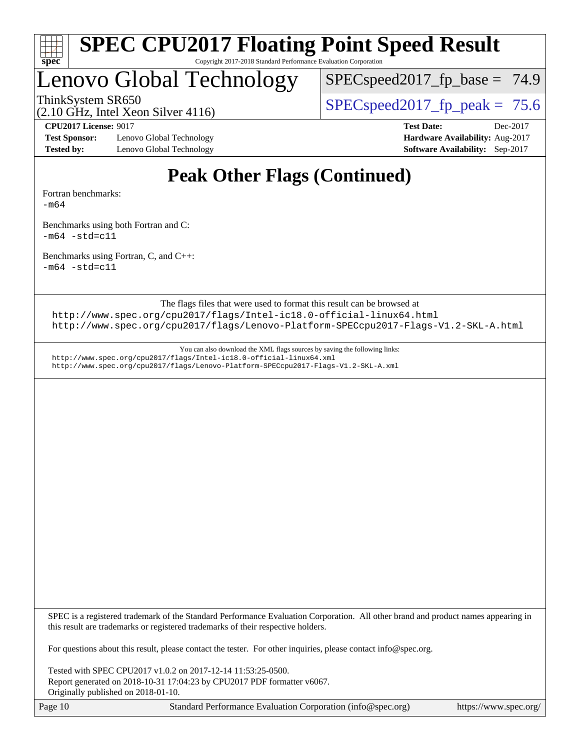## Peak Other Flags (Continued)

Fortran benchmarks:
-m64

Benchmarks using both Fortran and C:
-m64 -std=c11

Benchmarks using Fortran, C, and C++:
-m64 -std=c11

The flags files that were used to format this result can be browsed at
http://www.spec.org/cpu2017/flags/Intel-ic18.0-official-linux64.html
http://www.spec.org/cpu2017/flags/Lenovo-Platform-SPECcpu2017-Flags-V1.2-SKL-A.html

You can also download the XML flags sources by saving the following links:
http://www.spec.org/cpu2017/flags/Intel-ic18.0-official-linux64.xml
http://www.spec.org/cpu2017/flags/Lenovo-Platform-SPECcpu2017-Flags-V1.2-SKL-A.xml

SPEC is a registered trademark of the Standard Performance Evaluation Corporation. All other brand and product names appearing in this result are trademarks or registered trademarks of their respective holders.

For questions about this result, please contact the tester. For other inquiries, please contact info@spec.org.

Tested with SPEC CPU2017 v1.0.2 on 2017-12-14 11:53:25-0500.
Report generated on 2018-10-31 17:04:23 by CPU2017 PDF formatter v6067.
Originally published on 2018-01-10.